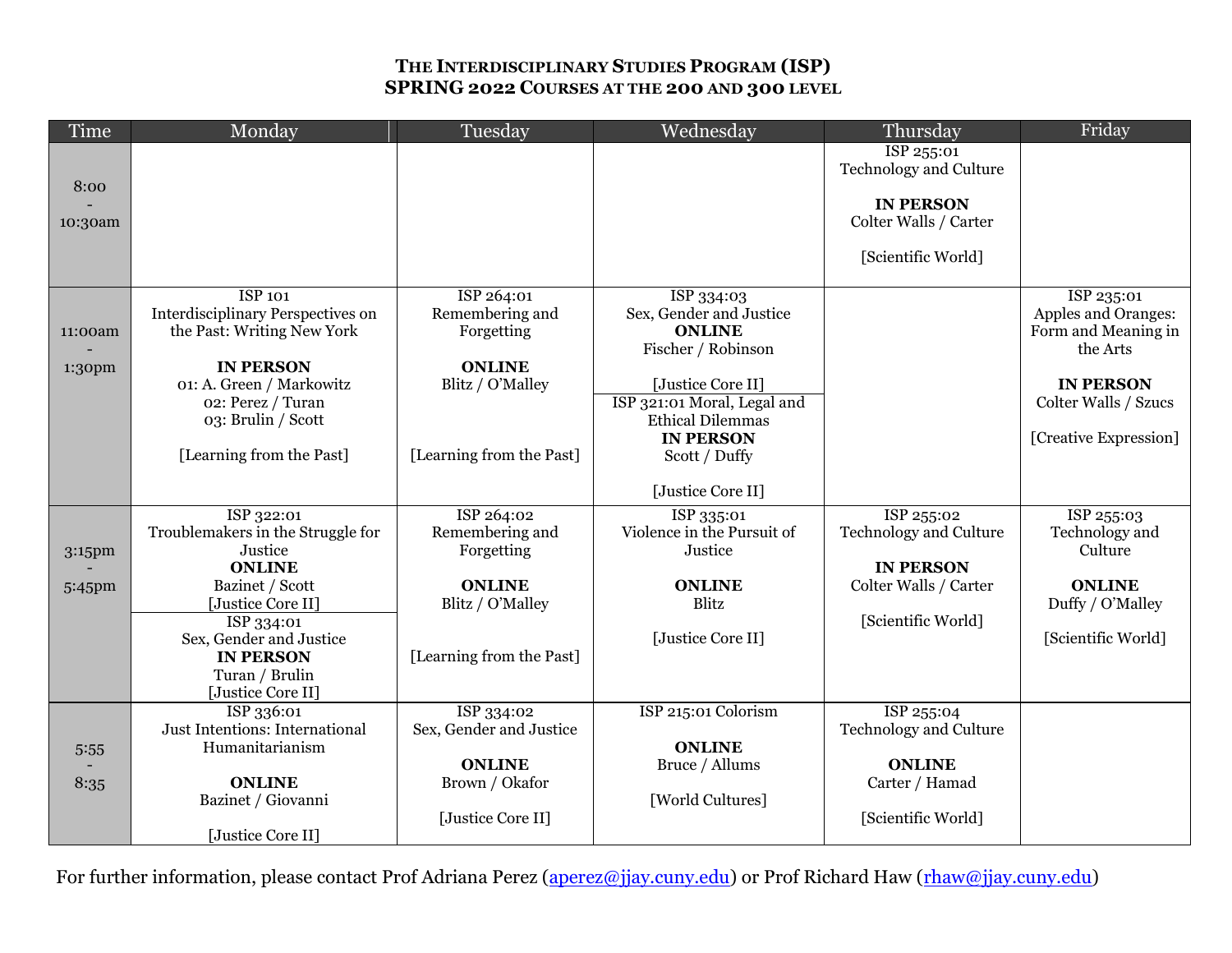# The Interdisciplinary Studies Program (ISP)
## SPRING 2022 Courses at the 200 and 300 level

| Time | Monday | Tuesday | Wednesday | Thursday | Friday |
|---|---|---|---|---|---|
| 8:00 - 10:30am | | | | ISP 255:01 Technology and Culture<br><br>**IN PERSON**<br>Colter Walls / Carter<br><br>[Scientific World] | |
| 11:00am - 1:30pm | ISP 101 Interdisciplinary Perspectives on the Past: Writing New York<br><br>**IN PERSON**<br>01: A. Green / Markowitz<br>02: Perez / Turan<br>03: Brulin / Scott<br><br>[Learning from the Past] | ISP 264:01 Remembering and Forgetting<br><br>**ONLINE**<br>Blitz / O'Malley<br><br>[Learning from the Past] | ISP 334:03 Sex, Gender and Justice<br>**ONLINE**<br>Fischer / Robinson<br><br>[Justice Core II]<br><br>ISP 321:01 Moral, Legal and Ethical Dilemmas<br>**IN PERSON**<br>Scott / Duffy<br><br>[Justice Core II] | | ISP 235:01 Apples and Oranges: Form and Meaning in the Arts<br><br>**IN PERSON**<br>Colter Walls / Szucs<br><br>[Creative Expression] |
| 3:15pm - 5:45pm | ISP 322:01 Troublemakers in the Struggle for Justice<br>**ONLINE**<br>Bazinet / Scott<br>[Justice Core II]<br><br>ISP 334:01 Sex, Gender and Justice<br>**IN PERSON**<br>Turan / Brulin<br>[Justice Core II] | ISP 264:02 Remembering and Forgetting<br><br>**ONLINE**<br>Blitz / O'Malley<br><br>[Learning from the Past] | ISP 335:01 Violence in the Pursuit of Justice<br><br>**ONLINE**<br>Blitz<br><br>[Justice Core II] | ISP 255:02 Technology and Culture<br><br>**IN PERSON**<br>Colter Walls / Carter<br><br>[Scientific World] | ISP 255:03 Technology and Culture<br><br>**ONLINE**<br>Duffy / O'Malley<br><br>[Scientific World] |
| 5:55 - 8:35 | ISP 336:01 Just Intentions: International Humanitarianism<br><br>**ONLINE**<br>Bazinet / Giovanni<br><br>[Justice Core II] | ISP 334:02 Sex, Gender and Justice<br><br>**ONLINE**<br>Brown / Okafor<br><br>[Justice Core II] | ISP 215:01 Colorism<br><br>**ONLINE**<br>Bruce / Allums<br><br>[World Cultures] | ISP 255:04 Technology and Culture<br><br>**ONLINE**<br>Carter / Hamad<br><br>[Scientific World] | |

For further information, please contact Prof Adriana Perez (aperez@jjay.cuny.edu) or Prof Richard Haw (rhaw@jjay.cuny.edu)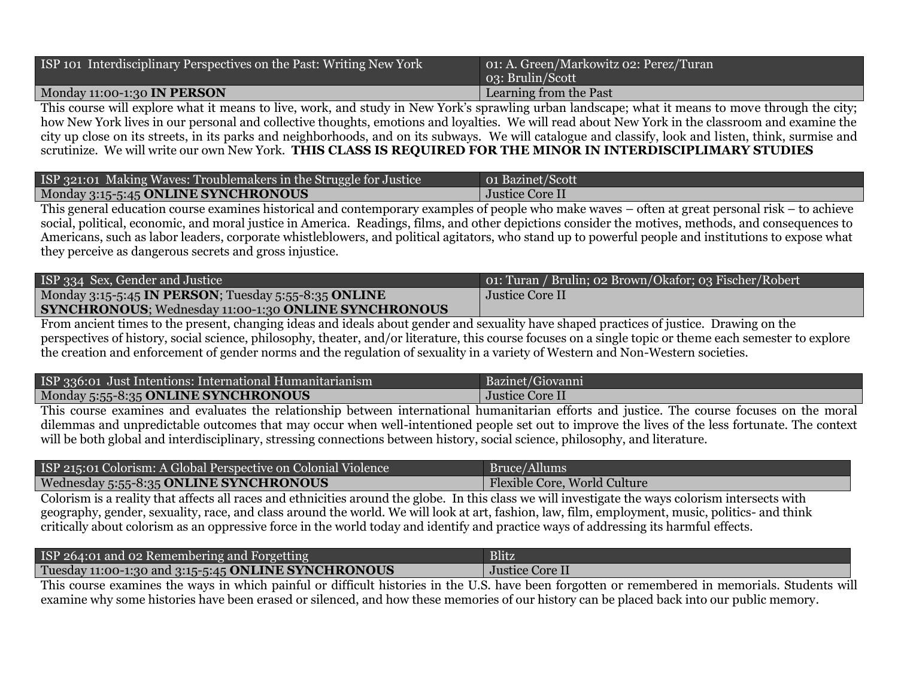| ISP 101 Interdisciplinary Perspectives on the Past: Writing New York | 01: A. Green/Markowitz 02: Perez/Turan 03: Brulin/Scott |
|---|---|
| Monday 11:00-1:30 **IN PERSON** | Learning from the Past |

This course will explore what it means to live, work, and study in New York's sprawling urban landscape; what it means to move through the city; how New York lives in our personal and collective thoughts, emotions and loyalties. We will read about New York in the classroom and examine the city up close on its streets, in its parks and neighborhoods, and on its subways. We will catalogue and classify, look and listen, think, surmise and scrutinize. We will write our own New York. **THIS CLASS IS REQUIRED FOR THE MINOR IN INTERDISCIPLIMARY STUDIES**

| ISP 321:01 Making Waves: Troublemakers in the Struggle for Justice | 01 Bazinet/Scott |
|---|---|
| Monday 3:15-5:45 **ONLINE SYNCHRONOUS** | Justice Core II |

This general education course examines historical and contemporary examples of people who make waves – often at great personal risk – to achieve social, political, economic, and moral justice in America. Readings, films, and other depictions consider the motives, methods, and consequences to Americans, such as labor leaders, corporate whistleblowers, and political agitators, who stand up to powerful people and institutions to expose what they perceive as dangerous secrets and gross injustice.

| ISP 334 Sex, Gender and Justice | 01: Turan / Brulin; 02 Brown/Okafor; 03 Fischer/Robert |
|---|---|
| Monday 3:15-5:45 **IN PERSON**; Tuesday 5:55-8:35 **ONLINE SYNCHRONOUS**; Wednesday 11:00-1:30 **ONLINE SYNCHRONOUS** | Justice Core II |

From ancient times to the present, changing ideas and ideals about gender and sexuality have shaped practices of justice. Drawing on the perspectives of history, social science, philosophy, theater, and/or literature, this course focuses on a single topic or theme each semester to explore the creation and enforcement of gender norms and the regulation of sexuality in a variety of Western and Non-Western societies.

| ISP 336:01 Just Intentions: International Humanitarianism | Bazinet/Giovanni |
|---|---|
| Monday 5:55-8:35 **ONLINE SYNCHRONOUS** | Justice Core II |

This course examines and evaluates the relationship between international humanitarian efforts and justice. The course focuses on the moral dilemmas and unpredictable outcomes that may occur when well-intentioned people set out to improve the lives of the less fortunate. The context will be both global and interdisciplinary, stressing connections between history, social science, philosophy, and literature.

| ISP 215:01 Colorism: A Global Perspective on Colonial Violence | Bruce/Allums |
|---|---|
| Wednesday 5:55-8:35 **ONLINE SYNCHRONOUS** | Flexible Core, World Culture |

Colorism is a reality that affects all races and ethnicities around the globe. In this class we will investigate the ways colorism intersects with geography, gender, sexuality, race, and class around the world. We will look at art, fashion, law, film, employment, music, politics- and think critically about colorism as an oppressive force in the world today and identify and practice ways of addressing its harmful effects.

| ISP 264:01 and 02 Remembering and Forgetting | Blitz |
|---|---|
| Tuesday 11:00-1:30 and 3:15-5:45 **ONLINE SYNCHRONOUS** | Justice Core II |

This course examines the ways in which painful or difficult histories in the U.S. have been forgotten or remembered in memorials. Students will examine why some histories have been erased or silenced, and how these memories of our history can be placed back into our public memory.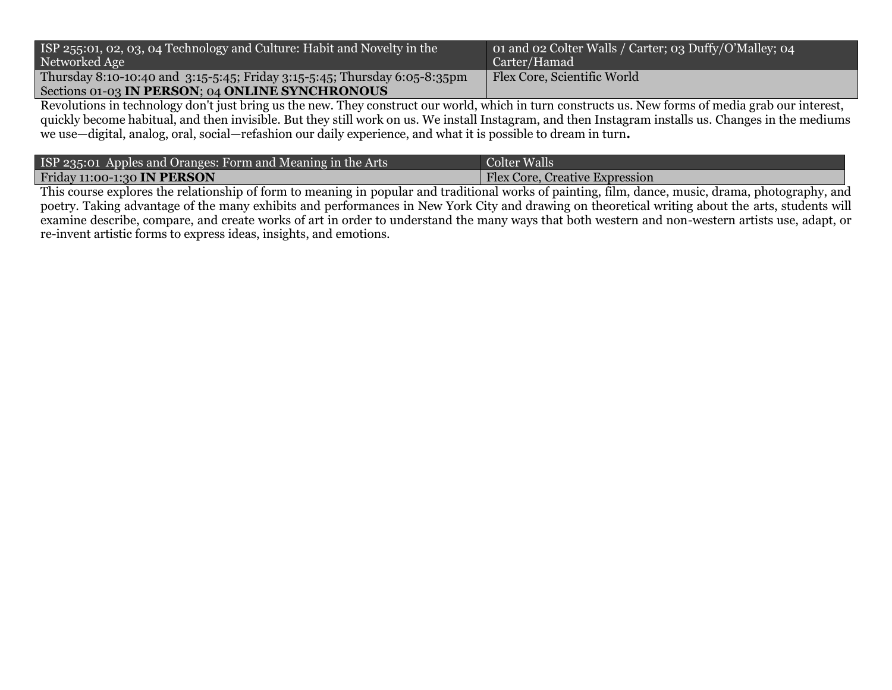| ISP 255:01, 02, 03, 04 Technology and Culture: Habit and Novelty in the Networked Age | 01 and 02 Colter Walls / Carter; 03 Duffy/O'Malley; 04 Carter/Hamad |
| --- | --- |
| Thursday 8:10-10:40 and 3:15-5:45; Friday 3:15-5:45; Thursday 6:05-8:35pm Sections 01-03 **IN PERSON**; 04 **ONLINE SYNCHRONOUS** | Flex Core, Scientific World |

Revolutions in technology don't just bring us the new. They construct our world, which in turn constructs us. New forms of media grab our interest, quickly become habitual, and then invisible. But they still work on us. We install Instagram, and then Instagram installs us. Changes in the mediums we use—digital, analog, oral, social—refashion our daily experience, and what it is possible to dream in turn**.**

| ISP 235:01 Apples and Oranges: Form and Meaning in the Arts | Colter Walls |
| --- | --- |
| Friday 11:00-1:30 **IN PERSON** | Flex Core, Creative Expression |

This course explores the relationship of form to meaning in popular and traditional works of painting, film, dance, music, drama, photography, and poetry. Taking advantage of the many exhibits and performances in New York City and drawing on theoretical writing about the arts, students will examine describe, compare, and create works of art in order to understand the many ways that both western and non-western artists use, adapt, or re-invent artistic forms to express ideas, insights, and emotions.